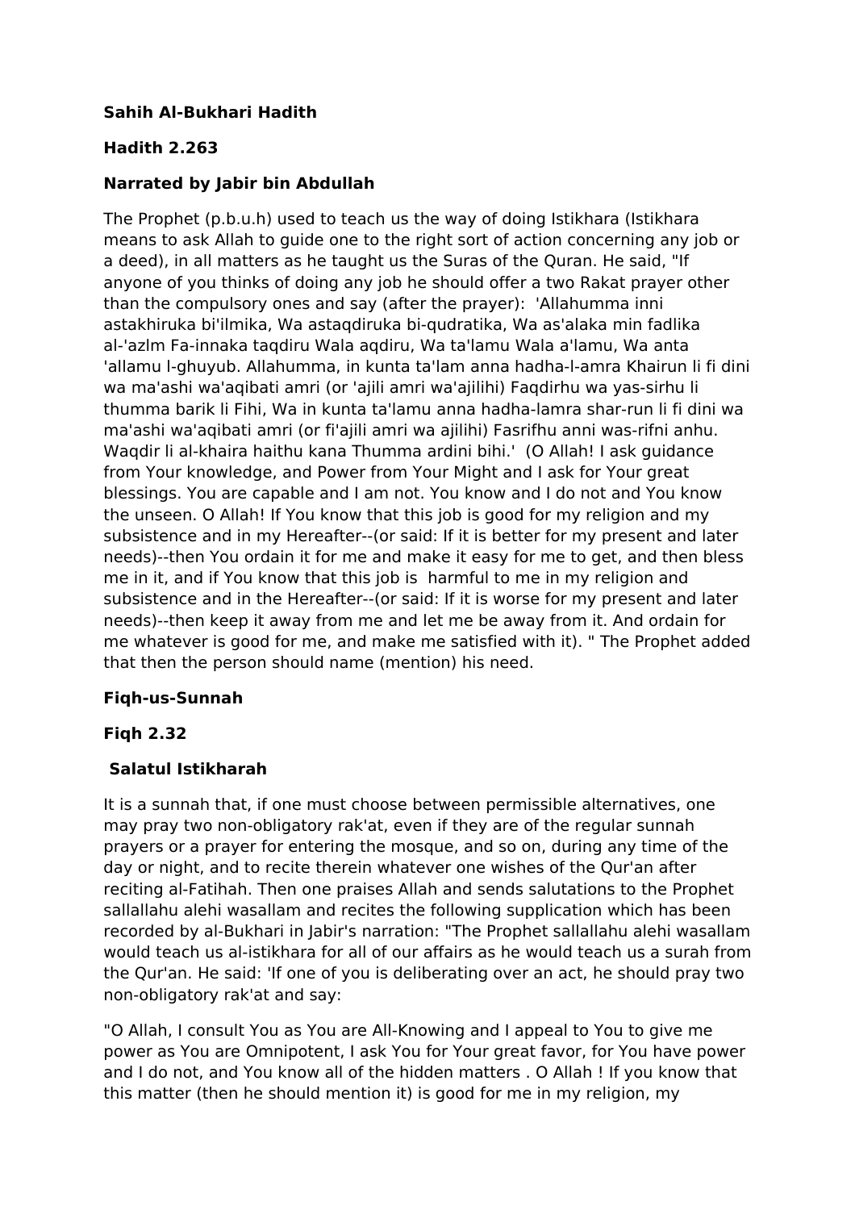**Sahih Al-Bukhari Hadith**

**Hadith 2.263**

**Narrated by Jabir bin Abdullah**

The Prophet (p.b.u.h) used to teach us the way of doing Istikhara (Istikhara means to ask Allah to guide one to the right sort of action concerning any job or a deed), in all matters as he taught us the Suras of the Quran. He said, "If anyone of you thinks of doing any job he should offer a two Rakat prayer other than the compulsory ones and say (after the prayer): 'Allahumma inni astakhiruka bi'ilmika, Wa astaqdiruka bi-qudratika, Wa as'alaka min fadlika al-'azlm Fa-innaka taqdiru Wala aqdiru, Wa ta'lamu Wala a'lamu, Wa anta 'allamu l-ghuyub. Allahumma, in kunta ta'lam anna hadha-l-amra Khairun li fi dini wa ma'ashi wa'aqibati amri (or 'ajili amri wa'ajilihi) Faqdirhu wa yas-sirhu li thumma barik li Fihi, Wa in kunta ta'lamu anna hadha-lamra shar-run li fi dini wa ma'ashi wa'aqibati amri (or fi'ajili amri wa ajilihi) Fasrifhu anni was-rifni anhu. Waqdir li al-khaira haithu kana Thumma ardini bihi.' (O Allah! I ask guidance from Your knowledge, and Power from Your Might and I ask for Your great blessings. You are capable and I am not. You know and I do not and You know the unseen. O Allah! If You know that this job is good for my religion and my subsistence and in my Hereafter--(or said: If it is better for my present and later needs)--then You ordain it for me and make it easy for me to get, and then bless me in it, and if You know that this job is harmful to me in my religion and subsistence and in the Hereafter--(or said: If it is worse for my present and later needs)--then keep it away from me and let me be away from it. And ordain for me whatever is good for me, and make me satisfied with it). " The Prophet added that then the person should name (mention) his need.

**Fiqh-us-Sunnah**

**Fiqh 2.32**

**Salatul Istikharah**

It is a sunnah that, if one must choose between permissible alternatives, one may pray two non-obligatory rak'at, even if they are of the regular sunnah prayers or a prayer for entering the mosque, and so on, during any time of the day or night, and to recite therein whatever one wishes of the Qur'an after reciting al-Fatihah. Then one praises Allah and sends salutations to the Prophet sallallahu alehi wasallam and recites the following supplication which has been recorded by al-Bukhari in Jabir's narration: "The Prophet sallallahu alehi wasallam would teach us al-istikhara for all of our affairs as he would teach us a surah from the Qur'an. He said: 'If one of you is deliberating over an act, he should pray two non-obligatory rak'at and say:

"O Allah, I consult You as You are All-Knowing and I appeal to You to give me power as You are Omnipotent, I ask You for Your great favor, for You have power and I do not, and You know all of the hidden matters . O Allah ! If you know that this matter (then he should mention it) is good for me in my religion, my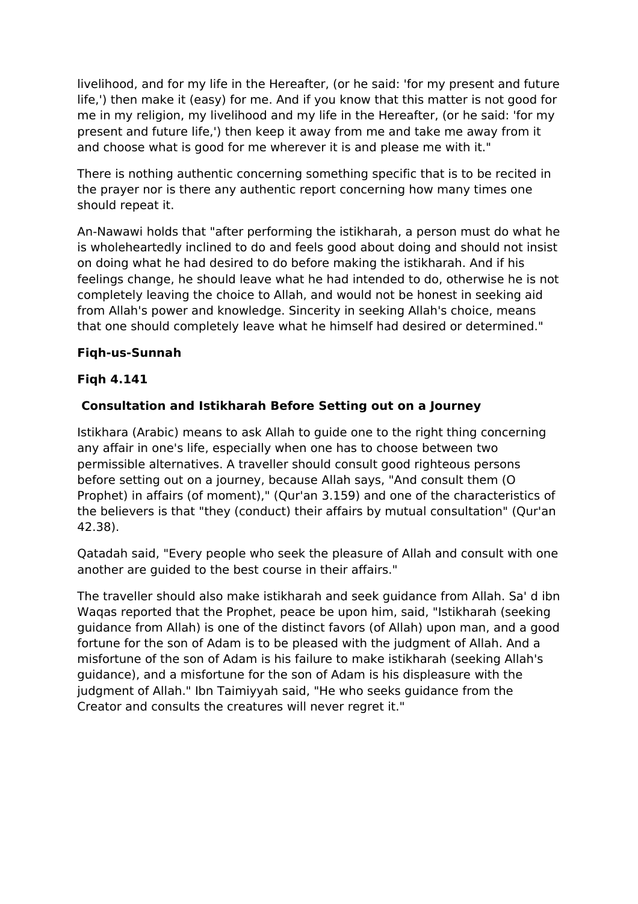livelihood, and for my life in the Hereafter, (or he said: 'for my present and future life,') then make it (easy) for me. And if you know that this matter is not good for me in my religion, my livelihood and my life in the Hereafter, (or he said: 'for my present and future life,') then keep it away from me and take me away from it and choose what is good for me wherever it is and please me with it."

There is nothing authentic concerning something specific that is to be recited in the prayer nor is there any authentic report concerning how many times one should repeat it.

An-Nawawi holds that "after performing the istikharah, a person must do what he is wholeheartedly inclined to do and feels good about doing and should not insist on doing what he had desired to do before making the istikharah. And if his feelings change, he should leave what he had intended to do, otherwise he is not completely leaving the choice to Allah, and would not be honest in seeking aid from Allah's power and knowledge. Sincerity in seeking Allah's choice, means that one should completely leave what he himself had desired or determined."

**Fiqh-us-Sunnah**

**Fiqh 4.141**

**Consultation and Istikharah Before Setting out on a Journey**

Istikhara (Arabic) means to ask Allah to guide one to the right thing concerning any affair in one's life, especially when one has to choose between two permissible alternatives. A traveller should consult good righteous persons before setting out on a journey, because Allah says, "And consult them (O Prophet) in affairs (of moment)," (Qur'an 3.159) and one of the characteristics of the believers is that "they (conduct) their affairs by mutual consultation" (Qur'an 42.38).

Qatadah said, "Every people who seek the pleasure of Allah and consult with one another are guided to the best course in their affairs."

The traveller should also make istikharah and seek guidance from Allah. Sa' d ibn Waqas reported that the Prophet, peace be upon him, said, "Istikharah (seeking guidance from Allah) is one of the distinct favors (of Allah) upon man, and a good fortune for the son of Adam is to be pleased with the judgment of Allah. And a misfortune of the son of Adam is his failure to make istikharah (seeking Allah's guidance), and a misfortune for the son of Adam is his displeasure with the judgment of Allah." Ibn Taimiyyah said, "He who seeks guidance from the Creator and consults the creatures will never regret it."